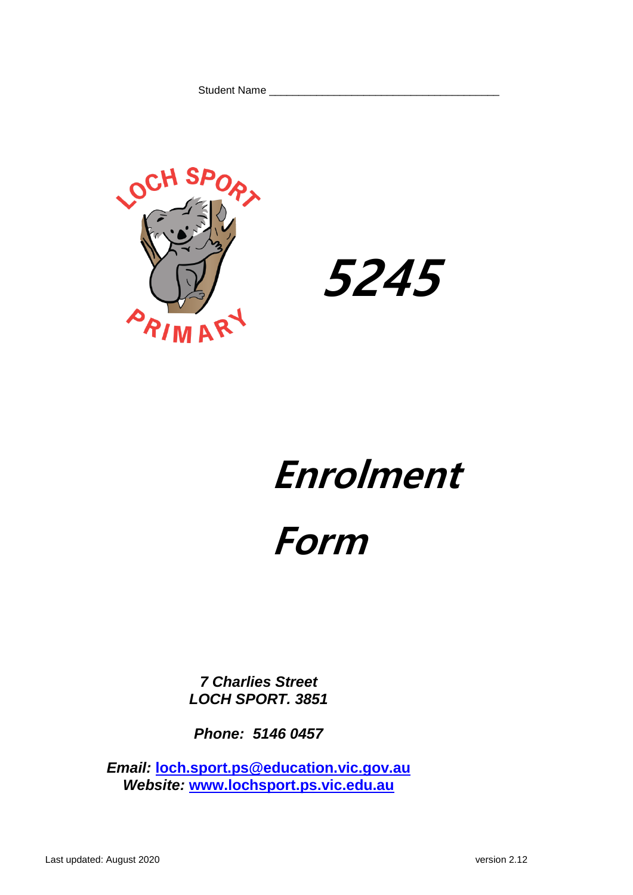Student Name ______________________________________

LOCH SPORT PRIMARY

# 5245

# Enrolment Form

***7 Charlies Street***
***LOCH SPORT. 3851***

***Phone: 5146 0457***

***Email:*** **loch.sport.ps@education.vic.gov.au**
***Website:*** **www.lochsport.ps.vic.edu.au**

Last updated: August 2020 version 2.12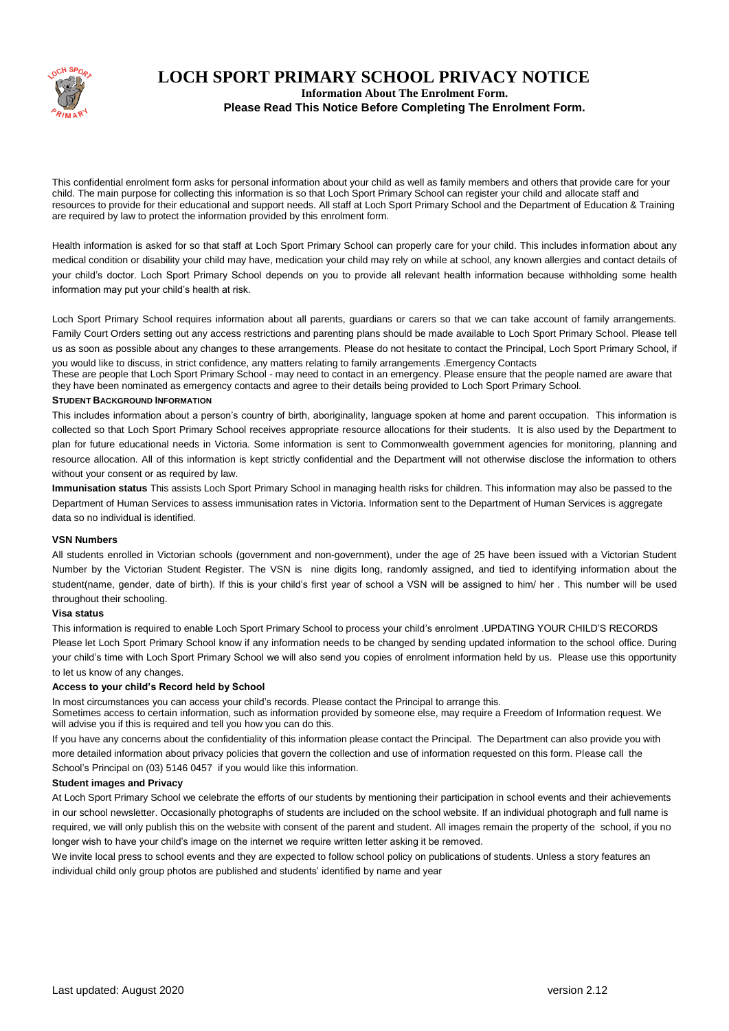# LOCH SPORT PRIMARY SCHOOL PRIVACY NOTICE

**Information About The Enrolment Form.**
**Please Read This Notice Before Completing The Enrolment Form.**

This confidential enrolment form asks for personal information about your child as well as family members and others that provide care for your child. The main purpose for collecting this information is so that Loch Sport Primary School can register your child and allocate staff and resources to provide for their educational and support needs. All staff at Loch Sport Primary School and the Department of Education & Training are required by law to protect the information provided by this enrolment form.

Health information is asked for so that staff at Loch Sport Primary School can properly care for your child. This includes information about any medical condition or disability your child may have, medication your child may rely on while at school, any known allergies and contact details of your child's doctor. Loch Sport Primary School depends on you to provide all relevant health information because withholding some health information may put your child's health at risk.

Loch Sport Primary School requires information about all parents, guardians or carers so that we can take account of family arrangements. Family Court Orders setting out any access restrictions and parenting plans should be made available to Loch Sport Primary School. Please tell us as soon as possible about any changes to these arrangements. Please do not hesitate to contact the Principal, Loch Sport Primary School, if you would like to discuss, in strict confidence, any matters relating to family arrangements .Emergency Contacts

These are people that Loch Sport Primary School - may need to contact in an emergency. Please ensure that the people named are aware that they have been nominated as emergency contacts and agree to their details being provided to Loch Sport Primary School.

**STUDENT BACKGROUND INFORMATION**

This includes information about a person's country of birth, aboriginality, language spoken at home and parent occupation. This information is collected so that Loch Sport Primary School receives appropriate resource allocations for their students. It is also used by the Department to plan for future educational needs in Victoria. Some information is sent to Commonwealth government agencies for monitoring, planning and resource allocation. All of this information is kept strictly confidential and the Department will not otherwise disclose the information to others without your consent or as required by law.

**Immunisation status** This assists Loch Sport Primary School in managing health risks for children. This information may also be passed to the Department of Human Services to assess immunisation rates in Victoria. Information sent to the Department of Human Services is aggregate data so no individual is identified.

**VSN Numbers**

All students enrolled in Victorian schools (government and non-government), under the age of 25 have been issued with a Victorian Student Number by the Victorian Student Register. The VSN is nine digits long, randomly assigned, and tied to identifying information about the student(name, gender, date of birth). If this is your child's first year of school a VSN will be assigned to him/ her . This number will be used throughout their schooling.

**Visa status**

This information is required to enable Loch Sport Primary School to process your child's enrolment .UPDATING YOUR CHILD'S RECORDS

Please let Loch Sport Primary School know if any information needs to be changed by sending updated information to the school office. During your child's time with Loch Sport Primary School we will also send you copies of enrolment information held by us. Please use this opportunity to let us know of any changes.

**Access to your child's Record held by School**

In most circumstances you can access your child's records. Please contact the Principal to arrange this.

Sometimes access to certain information, such as information provided by someone else, may require a Freedom of Information request. We will advise you if this is required and tell you how you can do this.

If you have any concerns about the confidentiality of this information please contact the Principal. The Department can also provide you with more detailed information about privacy policies that govern the collection and use of information requested on this form. Please call the School's Principal on (03) 5146 0457 if you would like this information.

**Student images and Privacy**

At Loch Sport Primary School we celebrate the efforts of our students by mentioning their participation in school events and their achievements in our school newsletter. Occasionally photographs of students are included on the school website. If an individual photograph and full name is required, we will only publish this on the website with consent of the parent and student. All images remain the property of the school, if you no longer wish to have your child's image on the internet we require written letter asking it be removed.

We invite local press to school events and they are expected to follow school policy on publications of students. Unless a story features an individual child only group photos are published and students' identified by name and year

Last updated: August 2020 version 2.12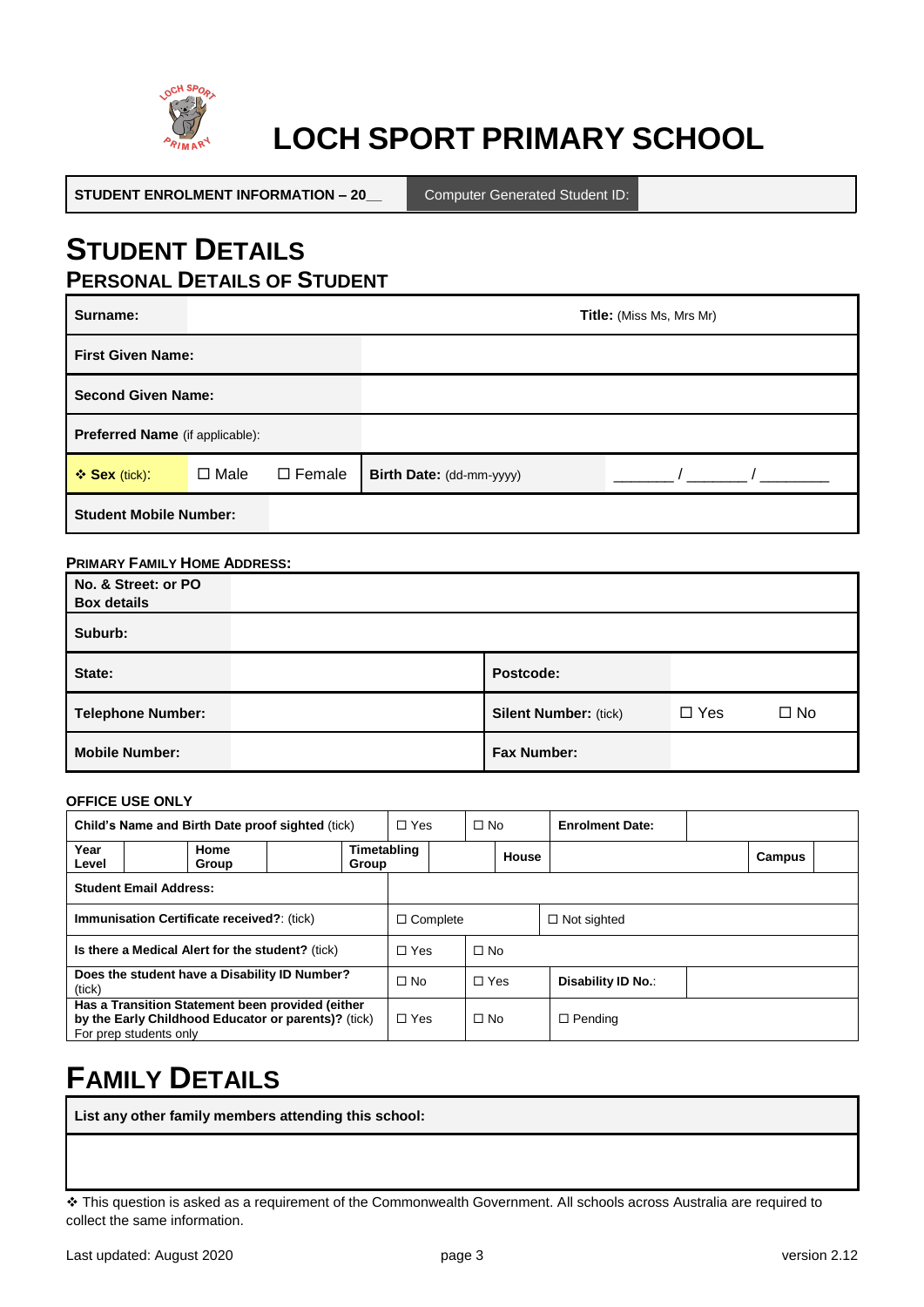# LOCH SPORT PRIMARY SCHOOL

| STUDENT ENROLMENT INFORMATION – 20__ | Computer Generated Student ID: | |
|---|---|---|

# STUDENT DETAILS

## PERSONAL DETAILS OF STUDENT

| | | | |
|---|---|---|---|
| **Surname:** | | **Title:** (Miss Ms, Mrs Mr) | |
| **First Given Name:** | | | |
| **Second Given Name:** | | | |
| **Preferred Name** (if applicable): | | | |
| ❖ **Sex** (tick): | ☐ Male ☐ Female | **Birth Date:** (dd-mm-yyyy) | _______ / _______ / ________ |
| **Student Mobile Number:** | | | |

**PRIMARY FAMILY HOME ADDRESS:**

| | | | | |
|---|---|---|---|---|
| **No. & Street: or PO Box details** | | | | |
| **Suburb:** | | | | |
| **State:** | | **Postcode:** | | |
| **Telephone Number:** | | **Silent Number:** (tick) | ☐ Yes | ☐ No |
| **Mobile Number:** | | **Fax Number:** | | |

**OFFICE USE ONLY**

| | | | | |
|---|---|---|---|---|
| **Child's Name and Birth Date proof sighted** (tick) | ☐ Yes | ☐ No | **Enrolment Date:** | |
| **Year Level** ___ **Home Group** ___ **Timetabling Group** ___ | | **House** | | **Campus** ___ |
| **Student Email Address:** | | | | |
| **Immunisation Certificate received?**: (tick) | ☐ Complete | | ☐ Not sighted | |
| **Is there a Medical Alert for the student?** (tick) | ☐ Yes | ☐ No | | |
| **Does the student have a Disability ID Number?** (tick) | ☐ No | ☐ Yes | **Disability ID No.**: | |
| **Has a Transition Statement been provided (either by the Early Childhood Educator or parents)?** (tick) For prep students only | ☐ Yes | ☐ No | ☐ Pending | |

# FAMILY DETAILS

| **List any other family members attending this school:** |
|---|
| |

❖ This question is asked as a requirement of the Commonwealth Government. All schools across Australia are required to collect the same information.

Last updated: August 2020 version 2.12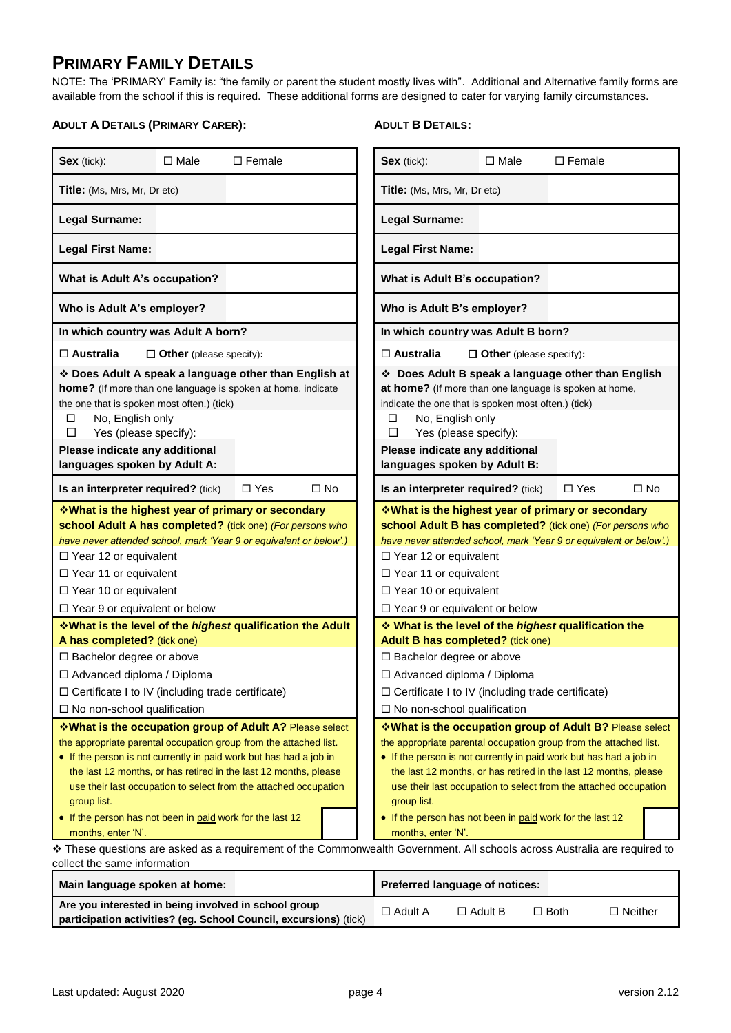# PRIMARY FAMILY DETAILS

NOTE: The 'PRIMARY' Family is: "the family or parent the student mostly lives with". Additional and Alternative family forms are available from the school if this is required. These additional forms are designed to cater for varying family circumstances.

### ADULT A DETAILS (PRIMARY CARER):

| **Sex** (tick): | ☐ Male | ☐ Female |
|---|---|---|
| **Title:** (Ms, Mrs, Mr, Dr etc) | | |
| **Legal Surname:** | | |
| **Legal First Name:** | | |
| **What is Adult A's occupation?** | | |
| **Who is Adult A's employer?** | | |
| **In which country was Adult A born?** | | |
| ☐ **Australia** | ☐ **Other** (please specify): | |

❖ **Does Adult A speak a language other than English at home?** (If more than one language is spoken at home, indicate the one that is spoken most often.) (tick)

- ☐ No, English only
- ☐ Yes (please specify):

| **Please indicate any additional languages spoken by Adult A:** | | |
|---|---|---|
| **Is an interpreter required?** (tick) | ☐ Yes | ☐ No |

❖**What is the highest year of primary or secondary school Adult A has completed?** (tick one) *(For persons who have never attended school, mark 'Year 9 or equivalent or below'.)*

- ☐ Year 12 or equivalent
- ☐ Year 11 or equivalent
- ☐ Year 10 or equivalent
- ☐ Year 9 or equivalent or below

❖**What is the level of the *highest* qualification the Adult A has completed?** (tick one)

- ☐ Bachelor degree or above
- ☐ Advanced diploma / Diploma
- ☐ Certificate I to IV (including trade certificate)
- ☐ No non-school qualification

❖**What is the occupation group of Adult A?** Please select the appropriate parental occupation group from the attached list.

- If the person is not currently in paid work but has had a job in the last 12 months, or has retired in the last 12 months, please use their last occupation to select from the attached occupation group list.
- If the person has not been in paid work for the last 12 months, enter 'N'. ☐

### ADULT B DETAILS:

| **Sex** (tick): | ☐ Male | ☐ Female |
|---|---|---|
| **Title:** (Ms, Mrs, Mr, Dr etc) | | |
| **Legal Surname:** | | |
| **Legal First Name:** | | |
| **What is Adult B's occupation?** | | |
| **Who is Adult B's employer?** | | |
| **In which country was Adult B born?** | | |
| ☐ **Australia** | ☐ **Other** (please specify): | |

❖ **Does Adult B speak a language other than English at home?** (If more than one language is spoken at home, indicate the one that is spoken most often.) (tick)

- ☐ No, English only
- ☐ Yes (please specify):

| **Please indicate any additional languages spoken by Adult B:** | | |
|---|---|---|
| **Is an interpreter required?** (tick) | ☐ Yes | ☐ No |

❖**What is the highest year of primary or secondary school Adult B has completed?** (tick one) *(For persons who have never attended school, mark 'Year 9 or equivalent or below'.)*

- ☐ Year 12 or equivalent
- ☐ Year 11 or equivalent
- ☐ Year 10 or equivalent
- ☐ Year 9 or equivalent or below

❖ **What is the level of the *highest* qualification the Adult B has completed?** (tick one)

- ☐ Bachelor degree or above
- ☐ Advanced diploma / Diploma
- ☐ Certificate I to IV (including trade certificate)
- ☐ No non-school qualification

❖**What is the occupation group of Adult B?** Please select the appropriate parental occupation group from the attached list.

- If the person is not currently in paid work but has had a job in the last 12 months, or has retired in the last 12 months, please use their last occupation to select from the attached occupation group list.
- If the person has not been in paid work for the last 12 months, enter 'N'. ☐

❖ These questions are asked as a requirement of the Commonwealth Government. All schools across Australia are required to collect the same information

| **Main language spoken at home:** | | **Preferred language of notices:** | | | |
|---|---|---|---|---|---|
| **Are you interested in being involved in school group participation activities? (eg. School Council, excursions)** (tick) | | ☐ Adult A | ☐ Adult B | ☐ Both | ☐ Neither |

Last updated: August 2020 | version 2.12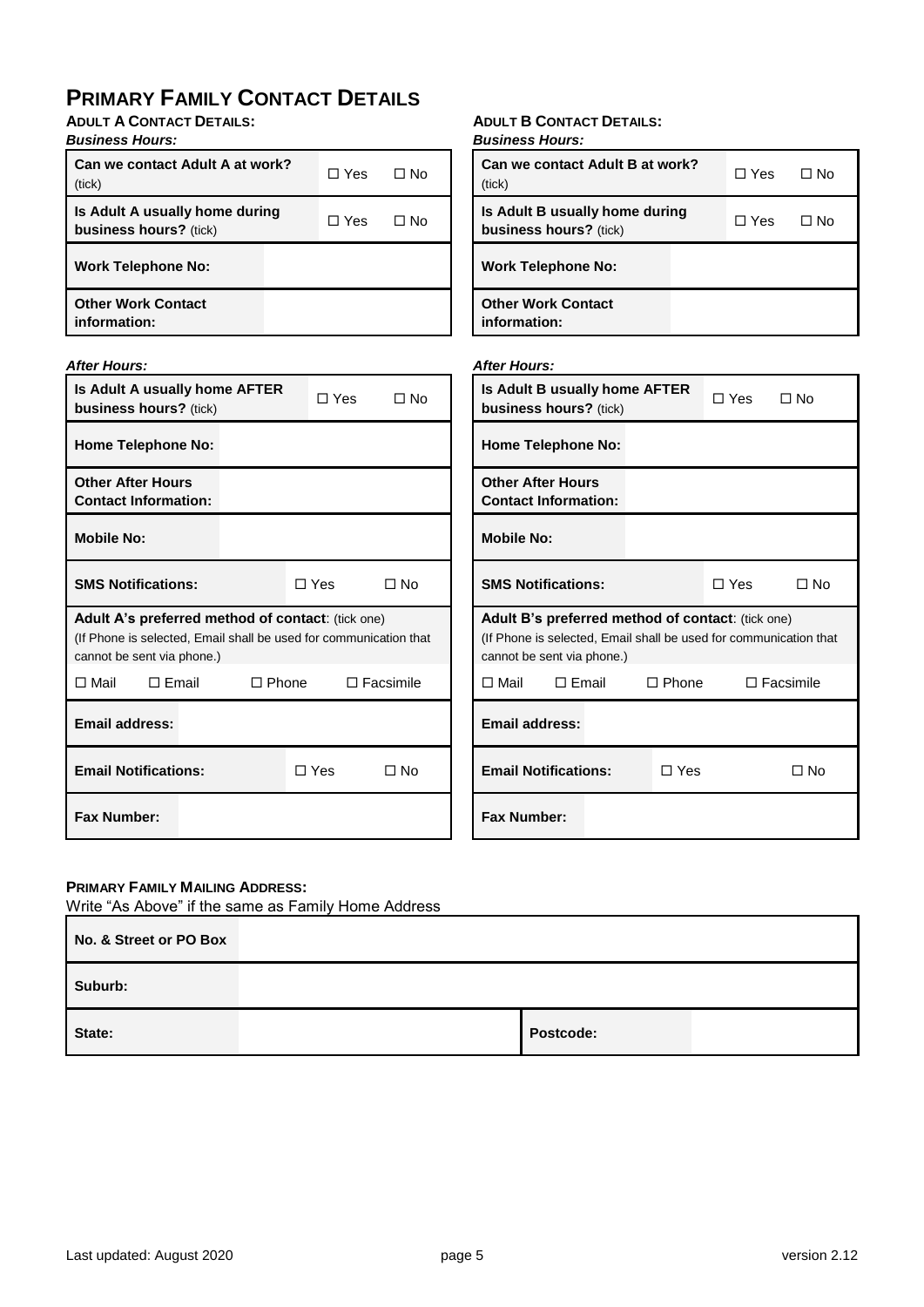# PRIMARY FAMILY CONTACT DETAILS

## ADULT A CONTACT DETAILS:

*Business Hours:*

| | | | |
|---|---|---|---|
| **Can we contact Adult A at work?** (tick) | | ☐ Yes | ☐ No |
| **Is Adult A usually home during business hours?** (tick) | | ☐ Yes | ☐ No |
| **Work Telephone No:** | | | |
| **Other Work Contact information:** | | | |

*After Hours:*

| | | | |
|---|---|---|---|
| **Is Adult A usually home AFTER business hours?** (tick) | | ☐ Yes | ☐ No |
| **Home Telephone No:** | | | |
| **Other After Hours Contact Information:** | | | |
| **Mobile No:** | | | |
| **SMS Notifications:** | | ☐ Yes | ☐ No |
| **Adult A's preferred method of contact**: (tick one) (If Phone is selected, Email shall be used for communication that cannot be sent via phone.) | | | |
| ☐ Mail | ☐ Email | ☐ Phone | ☐ Facsimile |
| **Email address:** | | | |
| **Email Notifications:** | | ☐ Yes | ☐ No |
| **Fax Number:** | | | |

## ADULT B CONTACT DETAILS:

*Business Hours:*

| | | | |
|---|---|---|---|
| **Can we contact Adult B at work?** (tick) | | ☐ Yes | ☐ No |
| **Is Adult B usually home during business hours?** (tick) | | ☐ Yes | ☐ No |
| **Work Telephone No:** | | | |
| **Other Work Contact information:** | | | |

*After Hours:*

| | | | |
|---|---|---|---|
| **Is Adult B usually home AFTER business hours?** (tick) | | ☐ Yes | ☐ No |
| **Home Telephone No:** | | | |
| **Other After Hours Contact Information:** | | | |
| **Mobile No:** | | | |
| **SMS Notifications:** | | ☐ Yes | ☐ No |
| **Adult B's preferred method of contact**: (tick one) (If Phone is selected, Email shall be used for communication that cannot be sent via phone.) | | | |
| ☐ Mail | ☐ Email | ☐ Phone | ☐ Facsimile |
| **Email address:** | | | |
| **Email Notifications:** | | ☐ Yes | ☐ No |
| **Fax Number:** | | | |

## PRIMARY FAMILY MAILING ADDRESS:

Write "As Above" if the same as Family Home Address

| | | | |
|---|---|---|---|
| **No. & Street or PO Box** | | | |
| **Suburb:** | | | |
| **State:** | | **Postcode:** | |

Last updated: August 2020 | version 2.12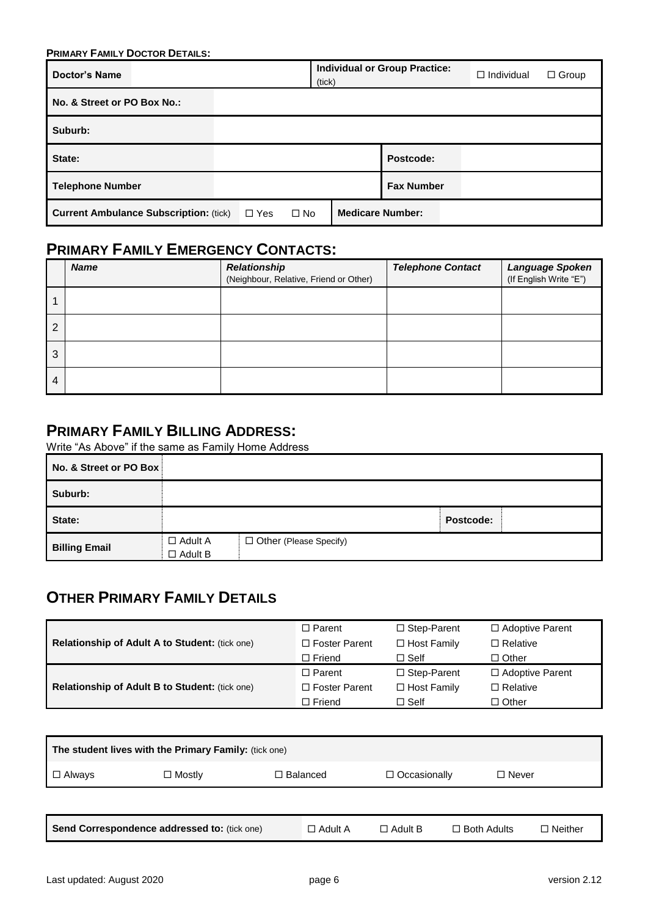**PRIMARY FAMILY DOCTOR DETAILS:**

| Doctor's Name | | Individual or Group Practice: (tick) | ☐ Individual ☐ Group |
|---|---|---|---|
| No. & Street or PO Box No.: | | | |
| Suburb: | | | |
| State: | | Postcode: | |
| Telephone Number | | Fax Number | |
| Current Ambulance Subscription: (tick) | ☐ Yes ☐ No | Medicare Number: | |

## PRIMARY FAMILY EMERGENCY CONTACTS:

| | *Name* | *Relationship* (Neighbour, Relative, Friend or Other) | *Telephone Contact* | *Language Spoken* (If English Write "E") |
|---|---|---|---|---|
| 1 | | | | |
| 2 | | | | |
| 3 | | | | |
| 4 | | | | |

## PRIMARY FAMILY BILLING ADDRESS:

Write "As Above" if the same as Family Home Address

| No. & Street or PO Box | | | |
|---|---|---|---|
| Suburb: | | | |
| State: | | Postcode: | |
| Billing Email | ☐ Adult A ☐ Adult B | ☐ Other (Please Specify) | |

## OTHER PRIMARY FAMILY DETAILS

| | | | |
|---|---|---|---|
| **Relationship of Adult A to Student:** (tick one) | ☐ Parent<br>☐ Foster Parent<br>☐ Friend | ☐ Step-Parent<br>☐ Host Family<br>☐ Self | ☐ Adoptive Parent<br>☐ Relative<br>☐ Other |
| **Relationship of Adult B to Student:** (tick one) | ☐ Parent<br>☐ Foster Parent<br>☐ Friend | ☐ Step-Parent<br>☐ Host Family<br>☐ Self | ☐ Adoptive Parent<br>☐ Relative<br>☐ Other |

| **The student lives with the Primary Family:** (tick one) | | | | |
|---|---|---|---|---|
| ☐ Always | ☐ Mostly | ☐ Balanced | ☐ Occasionally | ☐ Never |

| **Send Correspondence addressed to:** (tick one) | ☐ Adult A | ☐ Adult B | ☐ Both Adults | ☐ Neither |
|---|---|---|---|---|

Last updated: August 2020 version 2.12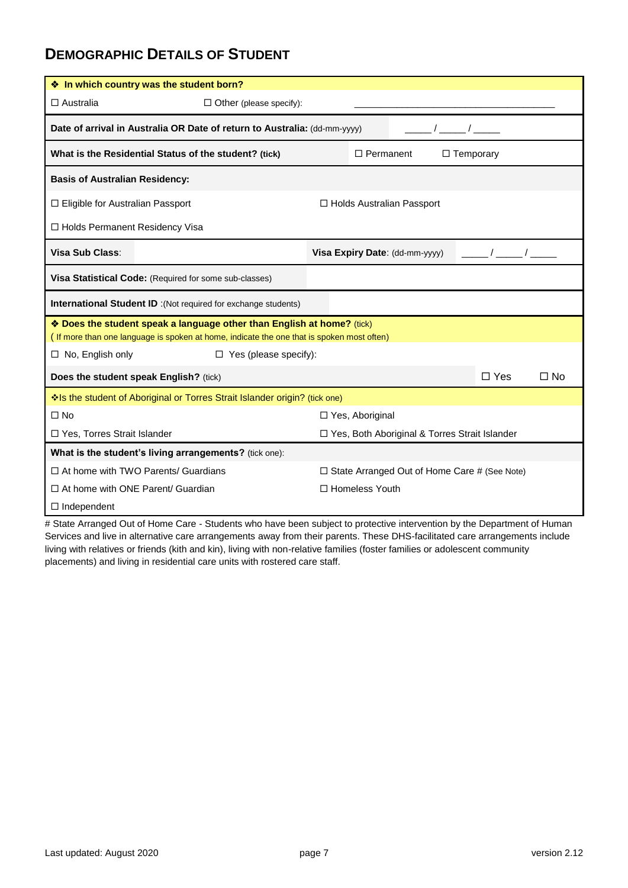## DEMOGRAPHIC DETAILS OF STUDENT

| | | | |
|---|---|---|---|
| ❖ **In which country was the student born?** | | | |
| ☐ Australia | ☐ Other (please specify): | ______________________________ | |
| **Date of arrival in Australia OR Date of return to Australia:** (dd-mm-yyyy) | | _____ / _____ / _____ | |
| **What is the Residential Status of the student? (tick)** | | ☐ Permanent | ☐ Temporary |
| **Basis of Australian Residency:** | | | |
| ☐ Eligible for Australian Passport | | ☐ Holds Australian Passport | |
| ☐ Holds Permanent Residency Visa | | | |
| **Visa Sub Class**: | | **Visa Expiry Date**: (dd-mm-yyyy) | _____ / _____ / _____ |
| **Visa Statistical Code:** (Required for some sub-classes) | | | |
| **International Student ID** :(Not required for exchange students) | | | |
| ❖ **Does the student speak a language other than English at home?** (tick) ( If more than one language is spoken at home, indicate the one that is spoken most often) | | | |
| ☐ No, English only | ☐ Yes (please specify): | | |
| **Does the student speak English?** (tick) | | ☐ Yes | ☐ No |
| ❖Is the student of Aboriginal or Torres Strait Islander origin? (tick one) | | | |
| ☐ No | | ☐ Yes, Aboriginal | |
| ☐ Yes, Torres Strait Islander | | ☐ Yes, Both Aboriginal & Torres Strait Islander | |
| **What is the student's living arrangements?** (tick one): | | | |
| ☐ At home with TWO Parents/ Guardians | | ☐ State Arranged Out of Home Care # (See Note) | |
| ☐ At home with ONE Parent/ Guardian | | ☐ Homeless Youth | |
| ☐ Independent | | | |

# State Arranged Out of Home Care - Students who have been subject to protective intervention by the Department of Human Services and live in alternative care arrangements away from their parents. These DHS-facilitated care arrangements include living with relatives or friends (kith and kin), living with non-relative families (foster families or adolescent community placements) and living in residential care units with rostered care staff.

Last updated: August 2020 version 2.12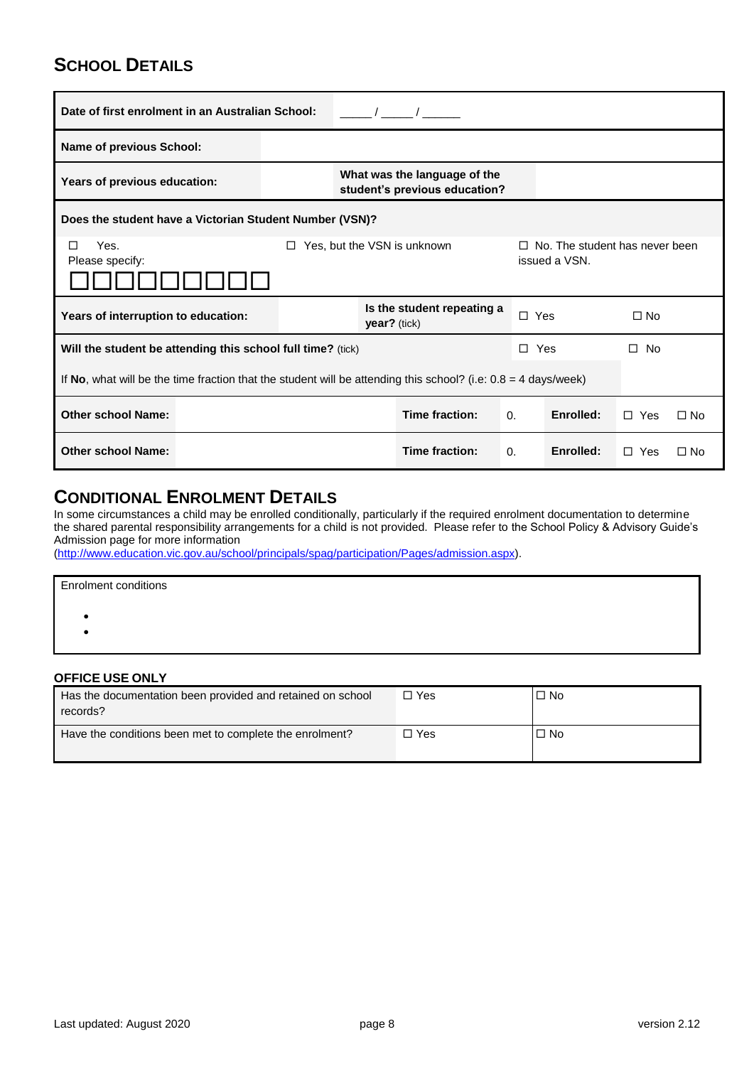## SCHOOL DETAILS

| | | | | | |
|---|---|---|---|---|---|
| **Date of first enrolment in an Australian School:** | _____ / _____ / ______ | | | | |
| **Name of previous School:** | | | | | |
| **Years of previous education:** | | **What was the language of the student's previous education?** | | | |
| **Does the student have a Victorian Student Number (VSN)?** | | | | | |
| ☐ Yes. Please specify: ☐☐☐☐☐☐☐☐☐ | | ☐ Yes, but the VSN is unknown | | ☐ No. The student has never been issued a VSN. | |
| **Years of interruption to education:** | | **Is the student repeating a year?** (tick) | | ☐ Yes | ☐ No |
| **Will the student be attending this school full time?** (tick) | | | | ☐ Yes | ☐ No |
| If **No**, what will be the time fraction that the student will be attending this school? (i.e: 0.8 = 4 days/week) | | | | | |

| | | | | | | |
|---|---|---|---|---|---|---|
| **Other school Name:** | | **Time fraction:** | 0. | **Enrolled:** | ☐ Yes | ☐ No |
| **Other school Name:** | | **Time fraction:** | 0. | **Enrolled:** | ☐ Yes | ☐ No |

## CONDITIONAL ENROLMENT DETAILS

In some circumstances a child may be enrolled conditionally, particularly if the required enrolment documentation to determine the shared parental responsibility arrangements for a child is not provided. Please refer to the School Policy & Advisory Guide's Admission page for more information (http://www.education.vic.gov.au/school/principals/spag/participation/Pages/admission.aspx).

| Enrolment conditions |
|---|
| • <br> • |

**OFFICE USE ONLY**

| | | |
|---|---|---|
| Has the documentation been provided and retained on school records? | ☐ Yes | ☐ No |
| Have the conditions been met to complete the enrolment? | ☐ Yes | ☐ No |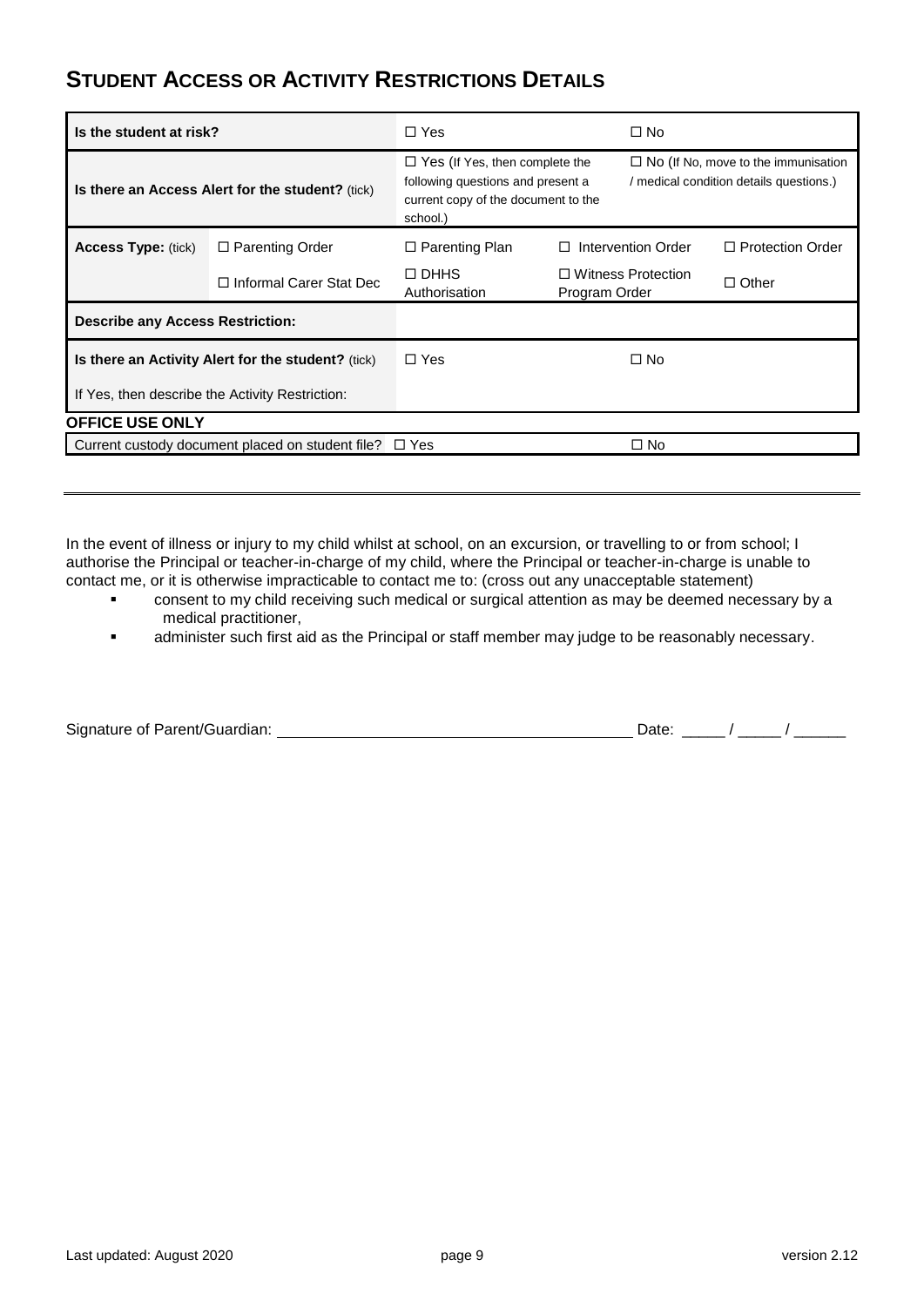## Student Access or Activity Restrictions Details

| | | | | |
|---|---|---|---|---|
| **Is the student at risk?** | | ☐ Yes | ☐ No | |
| **Is there an Access Alert for the student?** (tick) | | ☐ Yes (If Yes, then complete the following questions and present a current copy of the document to the school.) | ☐ No (If No, move to the immunisation / medical condition details questions.) | |
| **Access Type:** (tick) | ☐ Parenting Order | ☐ Parenting Plan | ☐ Intervention Order | ☐ Protection Order |
| | ☐ Informal Carer Stat Dec | ☐ DHHS Authorisation | ☐ Witness Protection Program Order | ☐ Other |
| **Describe any Access Restriction:** | | | | |
| **Is there an Activity Alert for the student?** (tick) | | ☐ Yes | ☐ No | |
| If Yes, then describe the Activity Restriction: | | | | |

**OFFICE USE ONLY**

| | | |
|---|---|---|
| Current custody document placed on student file? | ☐ Yes | ☐ No |

---

In the event of illness or injury to my child whilst at school, on an excursion, or travelling to or from school; I authorise the Principal or teacher-in-charge of my child, where the Principal or teacher-in-charge is unable to contact me, or it is otherwise impracticable to contact me to: (cross out any unacceptable statement)

- consent to my child receiving such medical or surgical attention as may be deemed necessary by a medical practitioner,
- administer such first aid as the Principal or staff member may judge to be reasonably necessary.

Signature of Parent/Guardian: ________________________________________ Date: _____ / _____ / ______

Last updated: August 2020 version 2.12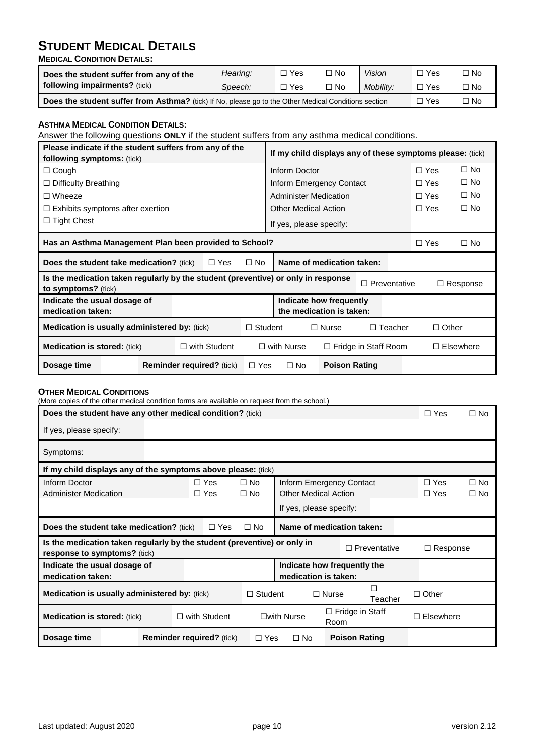# STUDENT MEDICAL DETAILS

**MEDICAL CONDITION DETAILS:**

| | | | | | | |
|---|---|---|---|---|---|---|
| **Does the student suffer from any of the following impairments?** (tick) | *Hearing:* | ☐ Yes | ☐ No | *Vision* | ☐ Yes | ☐ No |
| | *Speech:* | ☐ Yes | ☐ No | *Mobility:* | ☐ Yes | ☐ No |
| **Does the student suffer from Asthma?** (tick) If No, please go to the Other Medical Conditions section | | | | | ☐ Yes | ☐ No |

**ASTHMA MEDICAL CONDITION DETAILS:**

Answer the following questions **ONLY** if the student suffers from any asthma medical conditions.

| **Please indicate if the student suffers from any of the following symptoms:** (tick) | **If my child displays any of these symptoms please:** (tick) | | |
|---|---|---|---|
| ☐ Cough | Inform Doctor | ☐ Yes | ☐ No |
| ☐ Difficulty Breathing | Inform Emergency Contact | ☐ Yes | ☐ No |
| ☐ Wheeze | Administer Medication | ☐ Yes | ☐ No |
| ☐ Exhibits symptoms after exertion | Other Medical Action | ☐ Yes | ☐ No |
| ☐ Tight Chest | If yes, please specify: | | |

| | | | | | |
|---|---|---|---|---|---|
| **Has an Asthma Management Plan been provided to School?** | | | | ☐ Yes | ☐ No |
| **Does the student take medication?** (tick) | ☐ Yes | ☐ No | **Name of medication taken:** | | |
| **Is the medication taken regularly by the student (preventive) or only in response to symptoms?** (tick) | | | | ☐ Preventative | ☐ Response |
| **Indicate the usual dosage of medication taken:** | | | **Indicate how frequently the medication is taken:** | | |
| **Medication is usually administered by:** (tick) | ☐ Student | ☐ Nurse | ☐ Teacher | ☐ Other | |
| **Medication is stored:** (tick) | ☐ with Student | ☐ with Nurse | ☐ Fridge in Staff Room | ☐ Elsewhere | |
| **Dosage time** | | **Reminder required?** (tick) | ☐ Yes ☐ No | **Poison Rating** | |

**OTHER MEDICAL CONDITIONS**

(More copies of the other medical condition forms are available on request from the school.)

| | | | |
|---|---|---|---|
| **Does the student have any other medical condition?** (tick) | | ☐ Yes | ☐ No |
| If yes, please specify: | | | |
| Symptoms: | | | |

| **If my child displays any of the symptoms above please:** (tick) | | | | | |
|---|---|---|---|---|---|
| Inform Doctor | ☐ Yes | ☐ No | Inform Emergency Contact | ☐ Yes | ☐ No |
| Administer Medication | ☐ Yes | ☐ No | Other Medical Action | ☐ Yes | ☐ No |
| | | | If yes, please specify: | | |

| | | | | | |
|---|---|---|---|---|---|
| **Does the student take medication?** (tick) | ☐ Yes | ☐ No | **Name of medication taken:** | | |
| **Is the medication taken regularly by the student (preventive) or only in response to symptoms?** (tick) | | | | ☐ Preventative | ☐ Response |
| **Indicate the usual dosage of medication taken:** | | | **Indicate how frequently the medication is taken:** | | |
| **Medication is usually administered by:** (tick) | ☐ Student | ☐ Nurse | ☐ Teacher | ☐ Other | |
| **Medication is stored:** (tick) | ☐ with Student | ☐with Nurse | ☐ Fridge in Staff Room | ☐ Elsewhere | |
| **Dosage time** | | **Reminder required?** (tick) | ☐ Yes ☐ No | **Poison Rating** | |

Last updated: August 2020 version 2.12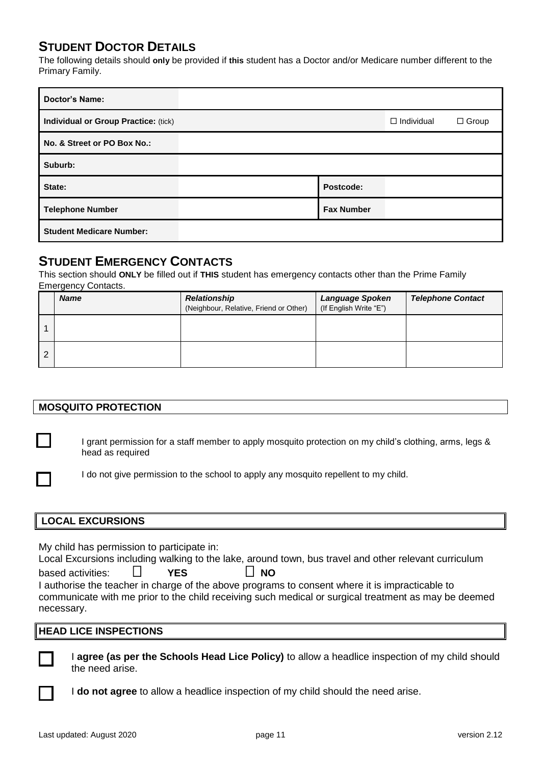## STUDENT DOCTOR DETAILS

The following details should **only** be provided if **this** student has a Doctor and/or Medicare number different to the Primary Family.

| | | | |
|---|---|---|---|
| **Doctor's Name:** | | | |
| **Individual or Group Practice:** (tick) | | ☐ Individual | ☐ Group |
| **No. & Street or PO Box No.:** | | | |
| **Suburb:** | | | |
| **State:** | | **Postcode:** | |
| **Telephone Number** | | **Fax Number** | |
| **Student Medicare Number:** | | | |

## STUDENT EMERGENCY CONTACTS

This section should **ONLY** be filled out if **THIS** student has emergency contacts other than the Prime Family Emergency Contacts.

| | ***Name*** | ***Relationship*** (Neighbour, Relative, Friend or Other) | ***Language Spoken*** (If English Write "E") | ***Telephone Contact*** |
|---|---|---|---|---|
| 1 | | | | |
| 2 | | | | |

### MOSQUITO PROTECTION

☐ I grant permission for a staff member to apply mosquito protection on my child's clothing, arms, legs & head as required

☐ I do not give permission to the school to apply any mosquito repellent to my child.

### LOCAL EXCURSIONS

My child has permission to participate in:
Local Excursions including walking to the lake, around town, bus travel and other relevant curriculum based activities: ☐ **YES** ☐ **NO**

I authorise the teacher in charge of the above programs to consent where it is impracticable to communicate with me prior to the child receiving such medical or surgical treatment as may be deemed necessary.

### HEAD LICE INSPECTIONS

☐ I **agree (as per the Schools Head Lice Policy)** to allow a headlice inspection of my child should the need arise.

☐ I **do not agree** to allow a headlice inspection of my child should the need arise.

Last updated: August 2020 version 2.12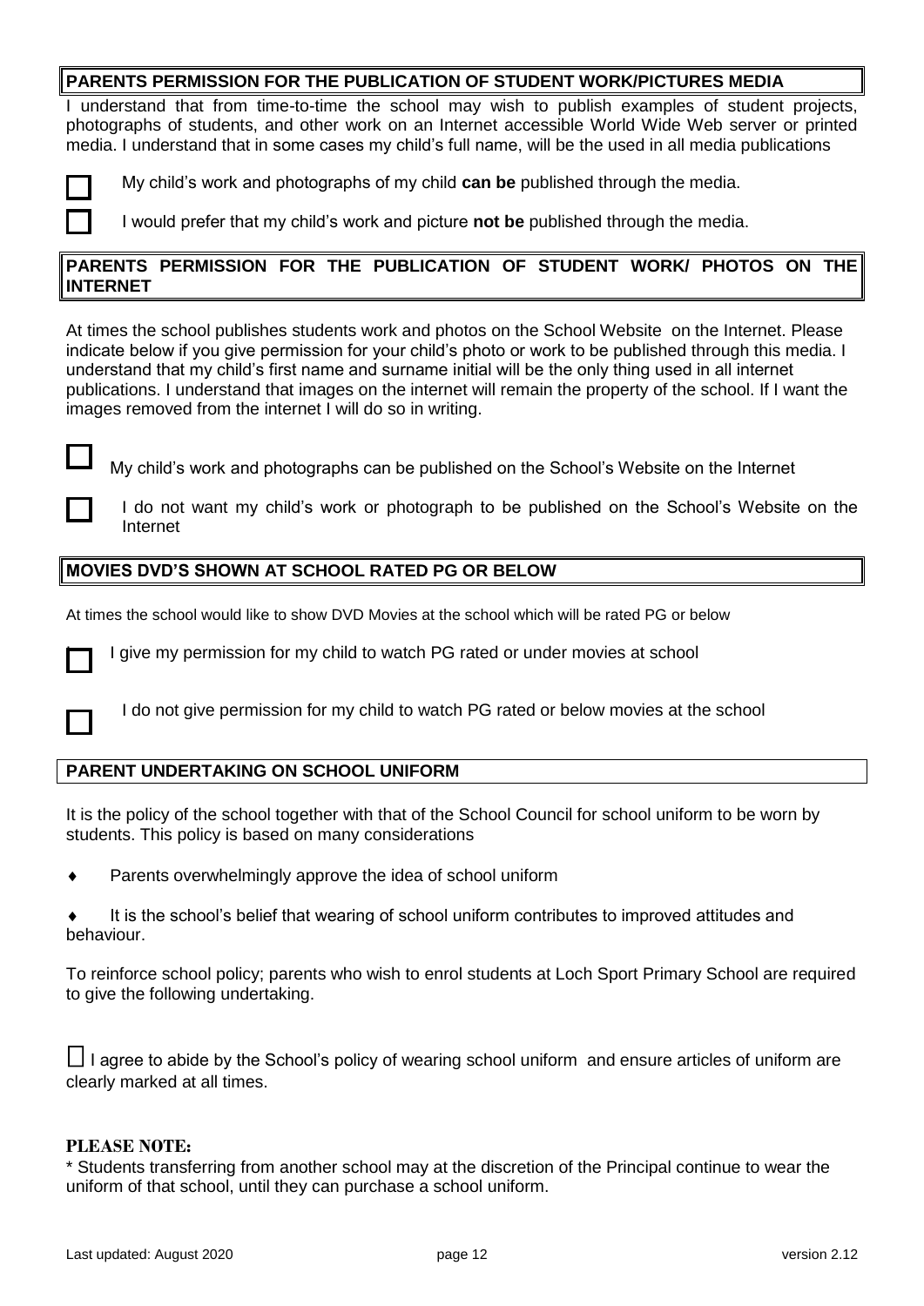## PARENTS PERMISSION FOR THE PUBLICATION OF STUDENT WORK/PICTURES MEDIA

I understand that from time-to-time the school may wish to publish examples of student projects, photographs of students, and other work on an Internet accessible World Wide Web server or printed media. I understand that in some cases my child's full name, will be the used in all media publications

- ☐ My child's work and photographs of my child **can be** published through the media.
- ☐ I would prefer that my child's work and picture **not be** published through the media.

## PARENTS PERMISSION FOR THE PUBLICATION OF STUDENT WORK/ PHOTOS ON THE INTERNET

At times the school publishes students work and photos on the School Website on the Internet. Please indicate below if you give permission for your child's photo or work to be published through this media. I understand that my child's first name and surname initial will be the only thing used in all internet publications. I understand that images on the internet will remain the property of the school. If I want the images removed from the internet I will do so in writing.

- ☐ My child's work and photographs can be published on the School's Website on the Internet
- ☐ I do not want my child's work or photograph to be published on the School's Website on the Internet

## MOVIES DVD'S SHOWN AT SCHOOL RATED PG OR BELOW

At times the school would like to show DVD Movies at the school which will be rated PG or below

- ☐ I give my permission for my child to watch PG rated or under movies at school
- ☐ I do not give permission for my child to watch PG rated or below movies at the school

## PARENT UNDERTAKING ON SCHOOL UNIFORM

It is the policy of the school together with that of the School Council for school uniform to be worn by students. This policy is based on many considerations

- Parents overwhelmingly approve the idea of school uniform
- It is the school's belief that wearing of school uniform contributes to improved attitudes and behaviour.

To reinforce school policy; parents who wish to enrol students at Loch Sport Primary School are required to give the following undertaking.

☐ I agree to abide by the School's policy of wearing school uniform and ensure articles of uniform are clearly marked at all times.

**PLEASE NOTE:**

* Students transferring from another school may at the discretion of the Principal continue to wear the uniform of that school, until they can purchase a school uniform.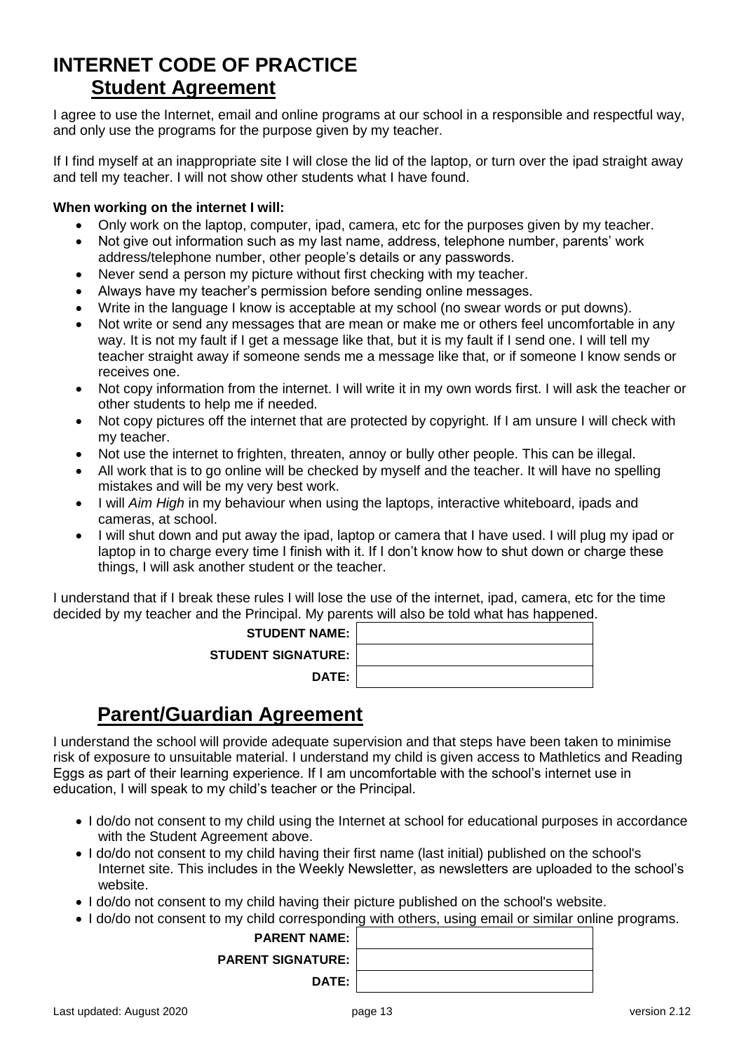# INTERNET CODE OF PRACTICE

## Student Agreement

I agree to use the Internet, email and online programs at our school in a responsible and respectful way, and only use the programs for the purpose given by my teacher.

If I find myself at an inappropriate site I will close the lid of the laptop, or turn over the ipad straight away and tell my teacher. I will not show other students what I have found.

**When working on the internet I will:**

- Only work on the laptop, computer, ipad, camera, etc for the purposes given by my teacher.
- Not give out information such as my last name, address, telephone number, parents' work address/telephone number, other people's details or any passwords.
- Never send a person my picture without first checking with my teacher.
- Always have my teacher's permission before sending online messages.
- Write in the language I know is acceptable at my school (no swear words or put downs).
- Not write or send any messages that are mean or make me or others feel uncomfortable in any way. It is not my fault if I get a message like that, but it is my fault if I send one. I will tell my teacher straight away if someone sends me a message like that, or if someone I know sends or receives one.
- Not copy information from the internet. I will write it in my own words first. I will ask the teacher or other students to help me if needed.
- Not copy pictures off the internet that are protected by copyright. If I am unsure I will check with my teacher.
- Not use the internet to frighten, threaten, annoy or bully other people. This can be illegal.
- All work that is to go online will be checked by myself and the teacher. It will have no spelling mistakes and will be my very best work.
- I will *Aim High* in my behaviour when using the laptops, interactive whiteboard, ipads and cameras, at school.
- I will shut down and put away the ipad, laptop or camera that I have used. I will plug my ipad or laptop in to charge every time I finish with it. If I don't know how to shut down or charge these things, I will ask another student or the teacher.

I understand that if I break these rules I will lose the use of the internet, ipad, camera, etc for the time decided by my teacher and the Principal. My parents will also be told what has happened.

| | |
|---|---|
| **STUDENT NAME:** | |
| **STUDENT SIGNATURE:** | |
| **DATE:** | |

## Parent/Guardian Agreement

I understand the school will provide adequate supervision and that steps have been taken to minimise risk of exposure to unsuitable material. I understand my child is given access to Mathletics and Reading Eggs as part of their learning experience. If I am uncomfortable with the school's internet use in education, I will speak to my child's teacher or the Principal.

- I do/do not consent to my child using the Internet at school for educational purposes in accordance with the Student Agreement above.
- I do/do not consent to my child having their first name (last initial) published on the school's Internet site. This includes in the Weekly Newsletter, as newsletters are uploaded to the school's website.
- I do/do not consent to my child having their picture published on the school's website.
- I do/do not consent to my child corresponding with others, using email or similar online programs.

| | |
|---|---|
| **PARENT NAME:** | |
| **PARENT SIGNATURE:** | |
| **DATE:** | |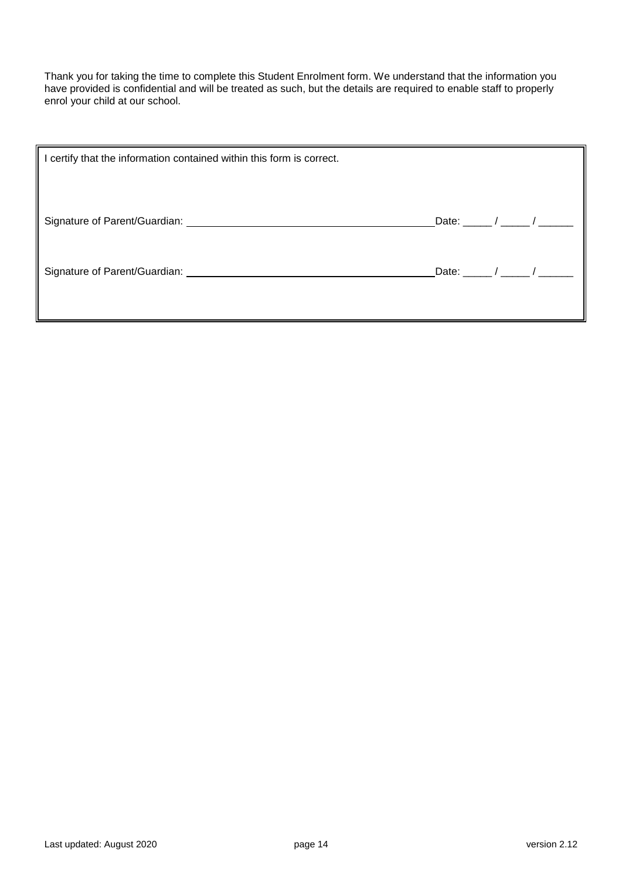Thank you for taking the time to complete this Student Enrolment form. We understand that the information you have provided is confidential and will be treated as such, but the details are required to enable staff to properly enrol your child at our school.

I certify that the information contained within this form is correct.

Signature of Parent/Guardian: ____________________________________________ Date: _____ / _____ / ______

Signature of Parent/Guardian: ____________________________________________ Date: _____ / _____ / ______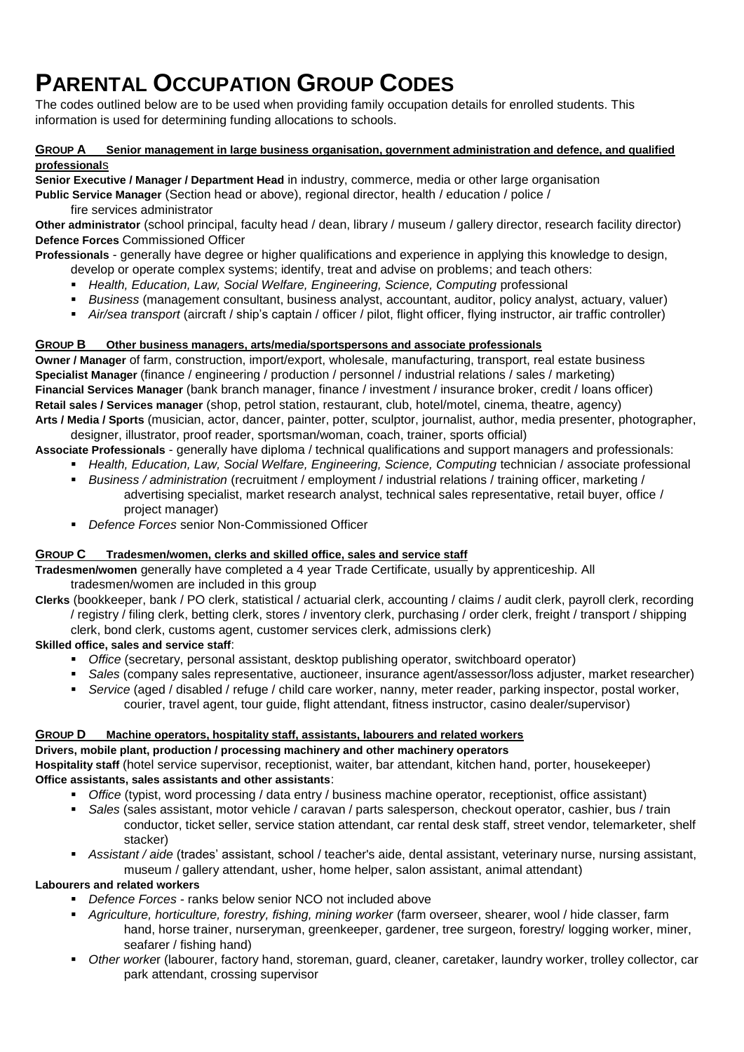# Parental Occupation Group Codes

The codes outlined below are to be used when providing family occupation details for enrolled students. This information is used for determining funding allocations to schools.

## Group A Senior management in large business organisation, government administration and defence, and qualified professionals

**Senior Executive / Manager / Department Head** in industry, commerce, media or other large organisation

**Public Service Manager** (Section head or above), regional director, health / education / police / fire services administrator

**Other administrator** (school principal, faculty head / dean, library / museum / gallery director, research facility director)

**Defence Forces** Commissioned Officer

**Professionals** - generally have degree or higher qualifications and experience in applying this knowledge to design, develop or operate complex systems; identify, treat and advise on problems; and teach others:

- *Health, Education, Law, Social Welfare, Engineering, Science, Computing* professional
- *Business* (management consultant, business analyst, accountant, auditor, policy analyst, actuary, valuer)
- *Air/sea transport* (aircraft / ship's captain / officer / pilot, flight officer, flying instructor, air traffic controller)

## Group B Other business managers, arts/media/sportspersons and associate professionals

**Owner / Manager** of farm, construction, import/export, wholesale, manufacturing, transport, real estate business

**Specialist Manager** (finance / engineering / production / personnel / industrial relations / sales / marketing)

**Financial Services Manager** (bank branch manager, finance / investment / insurance broker, credit / loans officer)

**Retail sales / Services manager** (shop, petrol station, restaurant, club, hotel/motel, cinema, theatre, agency)

**Arts / Media / Sports** (musician, actor, dancer, painter, potter, sculptor, journalist, author, media presenter, photographer, designer, illustrator, proof reader, sportsman/woman, coach, trainer, sports official)

**Associate Professionals** - generally have diploma / technical qualifications and support managers and professionals:

- *Health, Education, Law, Social Welfare, Engineering, Science, Computing* technician / associate professional
- *Business / administration* (recruitment / employment / industrial relations / training officer, marketing / advertising specialist, market research analyst, technical sales representative, retail buyer, office / project manager)
- *Defence Forces* senior Non-Commissioned Officer

## Group C Tradesmen/women, clerks and skilled office, sales and service staff

**Tradesmen/women** generally have completed a 4 year Trade Certificate, usually by apprenticeship. All tradesmen/women are included in this group

**Clerks** (bookkeeper, bank / PO clerk, statistical / actuarial clerk, accounting / claims / audit clerk, payroll clerk, recording / registry / filing clerk, betting clerk, stores / inventory clerk, purchasing / order clerk, freight / transport / shipping clerk, bond clerk, customs agent, customer services clerk, admissions clerk)

**Skilled office, sales and service staff**:

- *Office* (secretary, personal assistant, desktop publishing operator, switchboard operator)
- *Sales* (company sales representative, auctioneer, insurance agent/assessor/loss adjuster, market researcher)
- *Service* (aged / disabled / refuge / child care worker, nanny, meter reader, parking inspector, postal worker, courier, travel agent, tour guide, flight attendant, fitness instructor, casino dealer/supervisor)

## Group D Machine operators, hospitality staff, assistants, labourers and related workers

**Drivers, mobile plant, production / processing machinery and other machinery operators**

**Hospitality staff** (hotel service supervisor, receptionist, waiter, bar attendant, kitchen hand, porter, housekeeper)

**Office assistants, sales assistants and other assistants**:

- *Office* (typist, word processing / data entry / business machine operator, receptionist, office assistant)
- *Sales* (sales assistant, motor vehicle / caravan / parts salesperson, checkout operator, cashier, bus / train conductor, ticket seller, service station attendant, car rental desk staff, street vendor, telemarketer, shelf stacker)
- *Assistant / aide* (trades' assistant, school / teacher's aide, dental assistant, veterinary nurse, nursing assistant, museum / gallery attendant, usher, home helper, salon assistant, animal attendant)

**Labourers and related workers**

- *Defence Forces* - ranks below senior NCO not included above
- *Agriculture, horticulture, forestry, fishing, mining worker* (farm overseer, shearer, wool / hide classer, farm hand, horse trainer, nurseryman, greenkeeper, gardener, tree surgeon, forestry/ logging worker, miner, seafarer / fishing hand)
- *Other worker* (labourer, factory hand, storeman, guard, cleaner, caretaker, laundry worker, trolley collector, car park attendant, crossing supervisor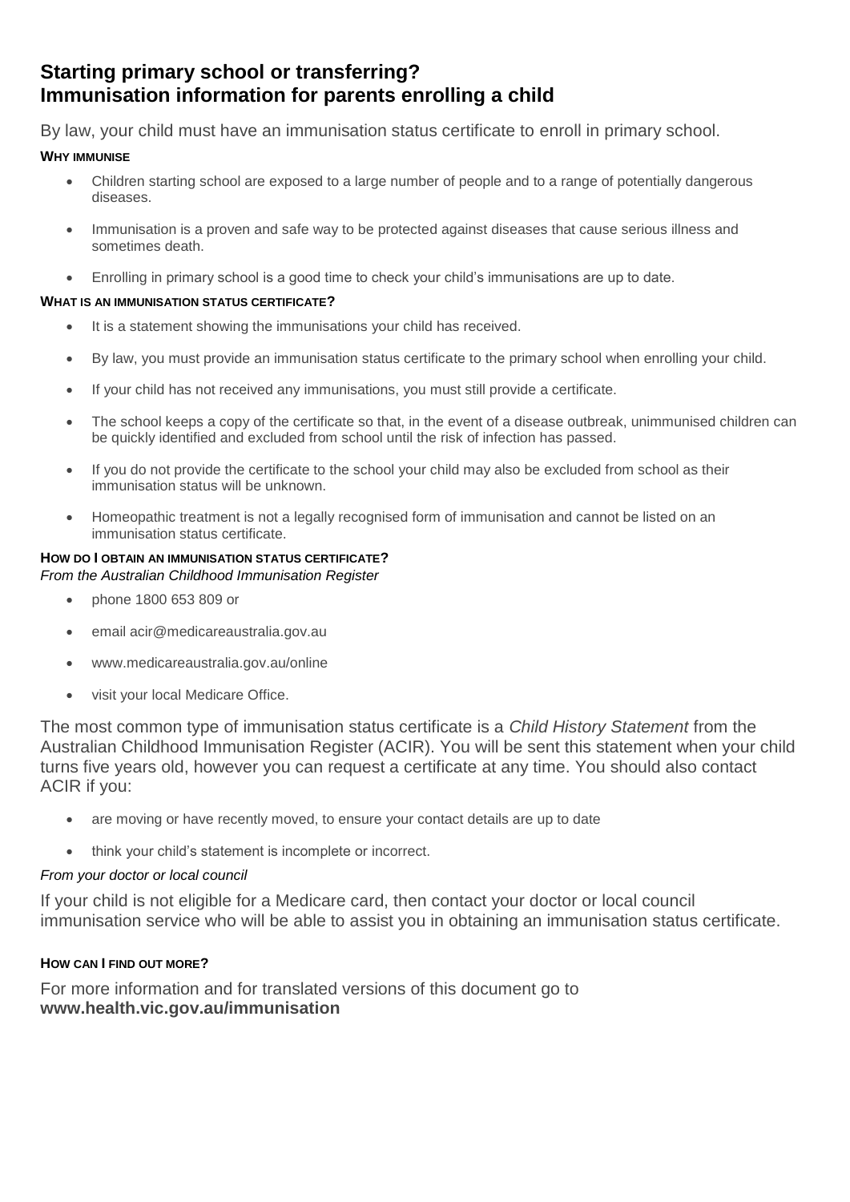# Starting primary school or transferring? Immunisation information for parents enrolling a child

By law, your child must have an immunisation status certificate to enroll in primary school.

### WHY IMMUNISE

- Children starting school are exposed to a large number of people and to a range of potentially dangerous diseases.
- Immunisation is a proven and safe way to be protected against diseases that cause serious illness and sometimes death.
- Enrolling in primary school is a good time to check your child's immunisations are up to date.

### WHAT IS AN IMMUNISATION STATUS CERTIFICATE?

- It is a statement showing the immunisations your child has received.
- By law, you must provide an immunisation status certificate to the primary school when enrolling your child.
- If your child has not received any immunisations, you must still provide a certificate.
- The school keeps a copy of the certificate so that, in the event of a disease outbreak, unimmunised children can be quickly identified and excluded from school until the risk of infection has passed.
- If you do not provide the certificate to the school your child may also be excluded from school as their immunisation status will be unknown.
- Homeopathic treatment is not a legally recognised form of immunisation and cannot be listed on an immunisation status certificate.

### HOW DO I OBTAIN AN IMMUNISATION STATUS CERTIFICATE?

*From the Australian Childhood Immunisation Register*

- phone 1800 653 809 or
- email acir@medicareaustralia.gov.au
- www.medicareaustralia.gov.au/online
- visit your local Medicare Office.

The most common type of immunisation status certificate is a *Child History Statement* from the Australian Childhood Immunisation Register (ACIR). You will be sent this statement when your child turns five years old, however you can request a certificate at any time. You should also contact ACIR if you:

- are moving or have recently moved, to ensure your contact details are up to date
- think your child's statement is incomplete or incorrect.

*From your doctor or local council*

If your child is not eligible for a Medicare card, then contact your doctor or local council immunisation service who will be able to assist you in obtaining an immunisation status certificate.

### HOW CAN I FIND OUT MORE?

For more information and for translated versions of this document go to **www.health.vic.gov.au/immunisation**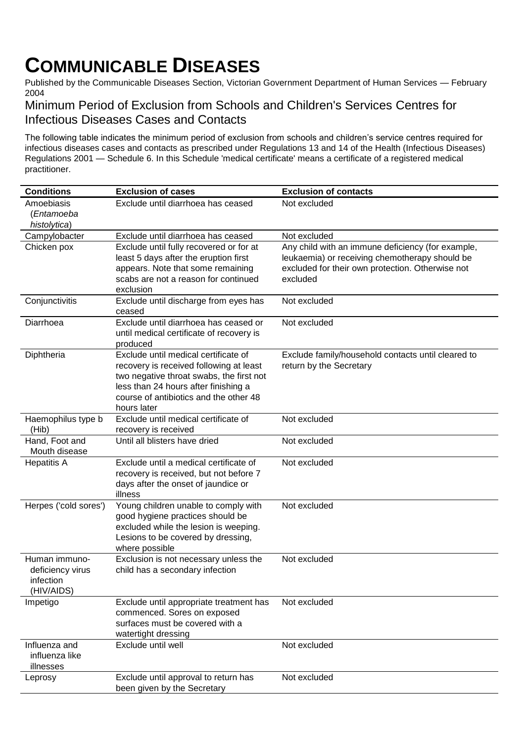# COMMUNICABLE DISEASES

Published by the Communicable Diseases Section, Victorian Government Department of Human Services — February 2004

## Minimum Period of Exclusion from Schools and Children's Services Centres for Infectious Diseases Cases and Contacts

The following table indicates the minimum period of exclusion from schools and children's service centres required for infectious diseases cases and contacts as prescribed under Regulations 13 and 14 of the Health (Infectious Diseases) Regulations 2001 — Schedule 6. In this Schedule 'medical certificate' means a certificate of a registered medical practitioner.

| Conditions | Exclusion of cases | Exclusion of contacts |
|---|---|---|
| Amoebiasis (*Entamoeba histolytica*) | Exclude until diarrhoea has ceased | Not excluded |
| Campylobacter | Exclude until diarrhoea has ceased | Not excluded |
| Chicken pox | Exclude until fully recovered or for at least 5 days after the eruption first appears. Note that some remaining scabs are not a reason for continued exclusion | Any child with an immune deficiency (for example, leukaemia) or receiving chemotherapy should be excluded for their own protection. Otherwise not excluded |
| Conjunctivitis | Exclude until discharge from eyes has ceased | Not excluded |
| Diarrhoea | Exclude until diarrhoea has ceased or until medical certificate of recovery is produced | Not excluded |
| Diphtheria | Exclude until medical certificate of recovery is received following at least two negative throat swabs, the first not less than 24 hours after finishing a course of antibiotics and the other 48 hours later | Exclude family/household contacts until cleared to return by the Secretary |
| Haemophilus type b (Hib) | Exclude until medical certificate of recovery is received | Not excluded |
| Hand, Foot and Mouth disease | Until all blisters have dried | Not excluded |
| Hepatitis A | Exclude until a medical certificate of recovery is received, but not before 7 days after the onset of jaundice or illness | Not excluded |
| Herpes ('cold sores') | Young children unable to comply with good hygiene practices should be excluded while the lesion is weeping. Lesions to be covered by dressing, where possible | Not excluded |
| Human immuno-deficiency virus infection (HIV/AIDS) | Exclusion is not necessary unless the child has a secondary infection | Not excluded |
| Impetigo | Exclude until appropriate treatment has commenced. Sores on exposed surfaces must be covered with a watertight dressing | Not excluded |
| Influenza and influenza like illnesses | Exclude until well | Not excluded |
| Leprosy | Exclude until approval to return has been given by the Secretary | Not excluded |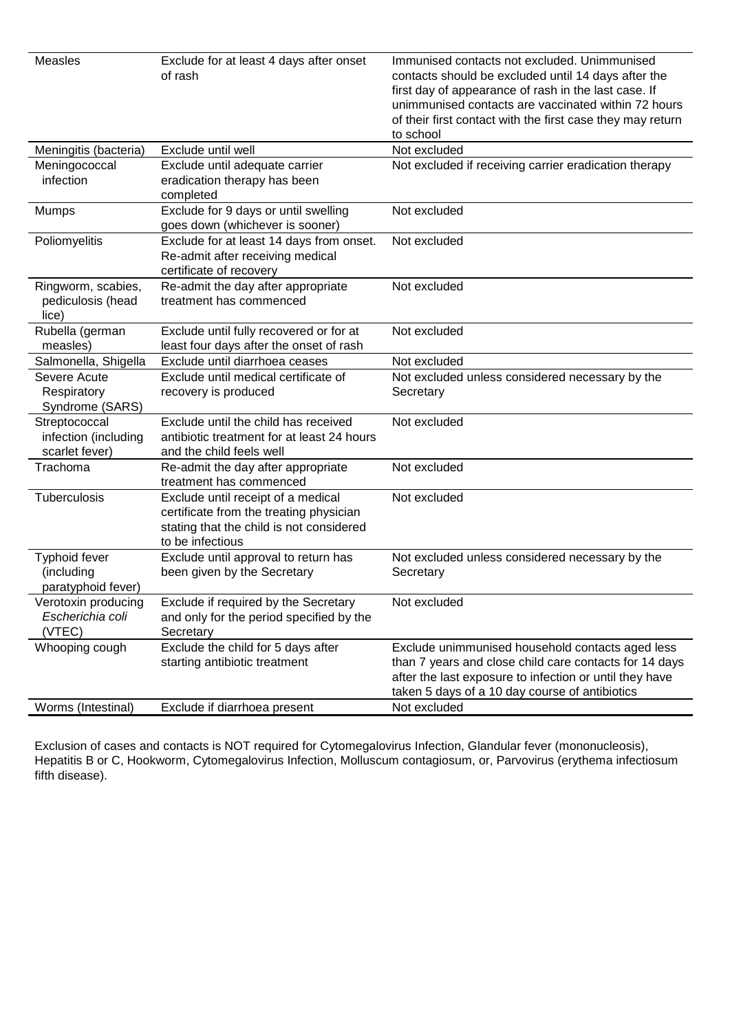| | | |
|---|---|---|
| Measles | Exclude for at least 4 days after onset of rash | Immunised contacts not excluded. Unimmunised contacts should be excluded until 14 days after the first day of appearance of rash in the last case. If unimmunised contacts are vaccinated within 72 hours of their first contact with the first case they may return to school |
| Meningitis (bacteria) | Exclude until well | Not excluded |
| Meningococcal infection | Exclude until adequate carrier eradication therapy has been completed | Not excluded if receiving carrier eradication therapy |
| Mumps | Exclude for 9 days or until swelling goes down (whichever is sooner) | Not excluded |
| Poliomyelitis | Exclude for at least 14 days from onset. Re-admit after receiving medical certificate of recovery | Not excluded |
| Ringworm, scabies, pediculosis (head lice) | Re-admit the day after appropriate treatment has commenced | Not excluded |
| Rubella (german measles) | Exclude until fully recovered or for at least four days after the onset of rash | Not excluded |
| Salmonella, Shigella | Exclude until diarrhoea ceases | Not excluded |
| Severe Acute Respiratory Syndrome (SARS) | Exclude until medical certificate of recovery is produced | Not excluded unless considered necessary by the Secretary |
| Streptococcal infection (including scarlet fever) | Exclude until the child has received antibiotic treatment for at least 24 hours and the child feels well | Not excluded |
| Trachoma | Re-admit the day after appropriate treatment has commenced | Not excluded |
| Tuberculosis | Exclude until receipt of a medical certificate from the treating physician stating that the child is not considered to be infectious | Not excluded |
| Typhoid fever (including paratyphoid fever) | Exclude until approval to return has been given by the Secretary | Not excluded unless considered necessary by the Secretary |
| Verotoxin producing *Escherichia coli* (VTEC) | Exclude if required by the Secretary and only for the period specified by the Secretary | Not excluded |
| Whooping cough | Exclude the child for 5 days after starting antibiotic treatment | Exclude unimmunised household contacts aged less than 7 years and close child care contacts for 14 days after the last exposure to infection or until they have taken 5 days of a 10 day course of antibiotics |
| Worms (Intestinal) | Exclude if diarrhoea present | Not excluded |

Exclusion of cases and contacts is NOT required for Cytomegalovirus Infection, Glandular fever (mononucleosis), Hepatitis B or C, Hookworm, Cytomegalovirus Infection, Molluscum contagiosum, or, Parvovirus (erythema infectiosum fifth disease).